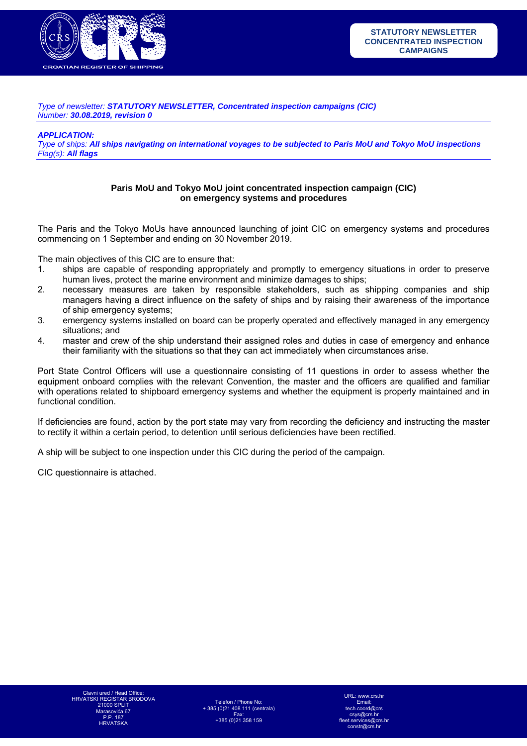**STATUTORY NEWSLETTER CONCENTRATED INSPECTION CAMPAIGNS**

*Type of newsletter: **STATUTORY NEWSLETTER, Concentrated inspection campaigns (CIC)***
*Number: **30.08.2019, revision 0***

***APPLICATION:***
*Type of ships: **All ships navigating on international voyages to be subjected to Paris MoU and Tokyo MoU inspections***
*Flag(s): **All flags***

**Paris MoU and Tokyo MoU joint concentrated inspection campaign (CIC) on emergency systems and procedures**

The Paris and the Tokyo MoUs have announced launching of joint CIC on emergency systems and procedures commencing on 1 September and ending on 30 November 2019.

The main objectives of this CIC are to ensure that:

1. ships are capable of responding appropriately and promptly to emergency situations in order to preserve human lives, protect the marine environment and minimize damages to ships;
2. necessary measures are taken by responsible stakeholders, such as shipping companies and ship managers having a direct influence on the safety of ships and by raising their awareness of the importance of ship emergency systems;
3. emergency systems installed on board can be properly operated and effectively managed in any emergency situations; and
4. master and crew of the ship understand their assigned roles and duties in case of emergency and enhance their familiarity with the situations so that they can act immediately when circumstances arise.

Port State Control Officers will use a questionnaire consisting of 11 questions in order to assess whether the equipment onboard complies with the relevant Convention, the master and the officers are qualified and familiar with operations related to shipboard emergency systems and whether the equipment is properly maintained and in functional condition.

If deficiencies are found, action by the port state may vary from recording the deficiency and instructing the master to rectify it within a certain period, to detention until serious deficiencies have been rectified.

A ship will be subject to one inspection under this CIC during the period of the campaign.

CIC questionnaire is attached.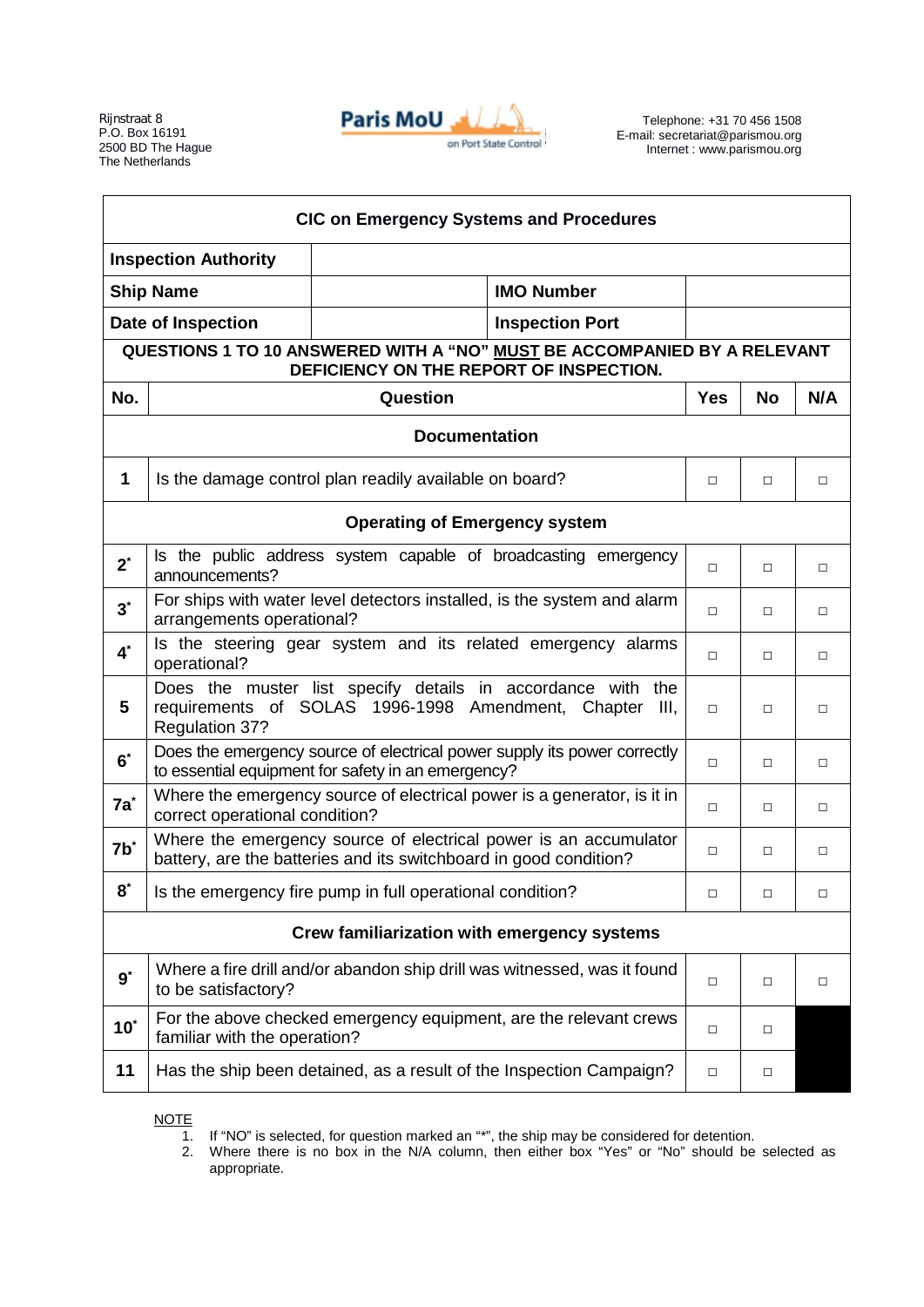Rijnstraat 8
P.O. Box 16191
2500 BD The Hague
The Netherlands

Paris MoU on Port State Control

Telephone: +31 70 456 1508
E-mail: secretariat@parismou.org
Internet : www.parismou.org

## CIC on Emergency Systems and Procedures

| | | | |
|---|---|---|---|
| **Inspection Authority** | | | |
| **Ship Name** | | **IMO Number** | |
| **Date of Inspection** | | **Inspection Port** | |

**QUESTIONS 1 TO 10 ANSWERED WITH A "NO" MUST BE ACCOMPANIED BY A RELEVANT DEFICIENCY ON THE REPORT OF INSPECTION.**

| No. | Question | Yes | No | N/A |
|---|---|---|---|---|
| | **Documentation** | | | |
| 1 | Is the damage control plan readily available on board? | □ | □ | □ |
| | **Operating of Emergency system** | | | |
| 2* | Is the public address system capable of broadcasting emergency announcements? | □ | □ | □ |
| 3* | For ships with water level detectors installed, is the system and alarm arrangements operational? | □ | □ | □ |
| 4* | Is the steering gear system and its related emergency alarms operational? | □ | □ | □ |
| 5 | Does the muster list specify details in accordance with the requirements of SOLAS 1996-1998 Amendment, Chapter III, Regulation 37? | □ | □ | □ |
| 6* | Does the emergency source of electrical power supply its power correctly to essential equipment for safety in an emergency? | □ | □ | □ |
| 7a* | Where the emergency source of electrical power is a generator, is it in correct operational condition? | □ | □ | □ |
| 7b* | Where the emergency source of electrical power is an accumulator battery, are the batteries and its switchboard in good condition? | □ | □ | □ |
| 8* | Is the emergency fire pump in full operational condition? | □ | □ | □ |
| | **Crew familiarization with emergency systems** | | | |
| 9* | Where a fire drill and/or abandon ship drill was witnessed, was it found to be satisfactory? | □ | □ | □ |
| 10* | For the above checked emergency equipment, are the relevant crews familiar with the operation? | □ | □ | |
| 11 | Has the ship been detained, as a result of the Inspection Campaign? | □ | □ | |

NOTE

1. If "NO" is selected, for question marked an "*", the ship may be considered for detention.
2. Where there is no box in the N/A column, then either box "Yes" or "No" should be selected as appropriate.